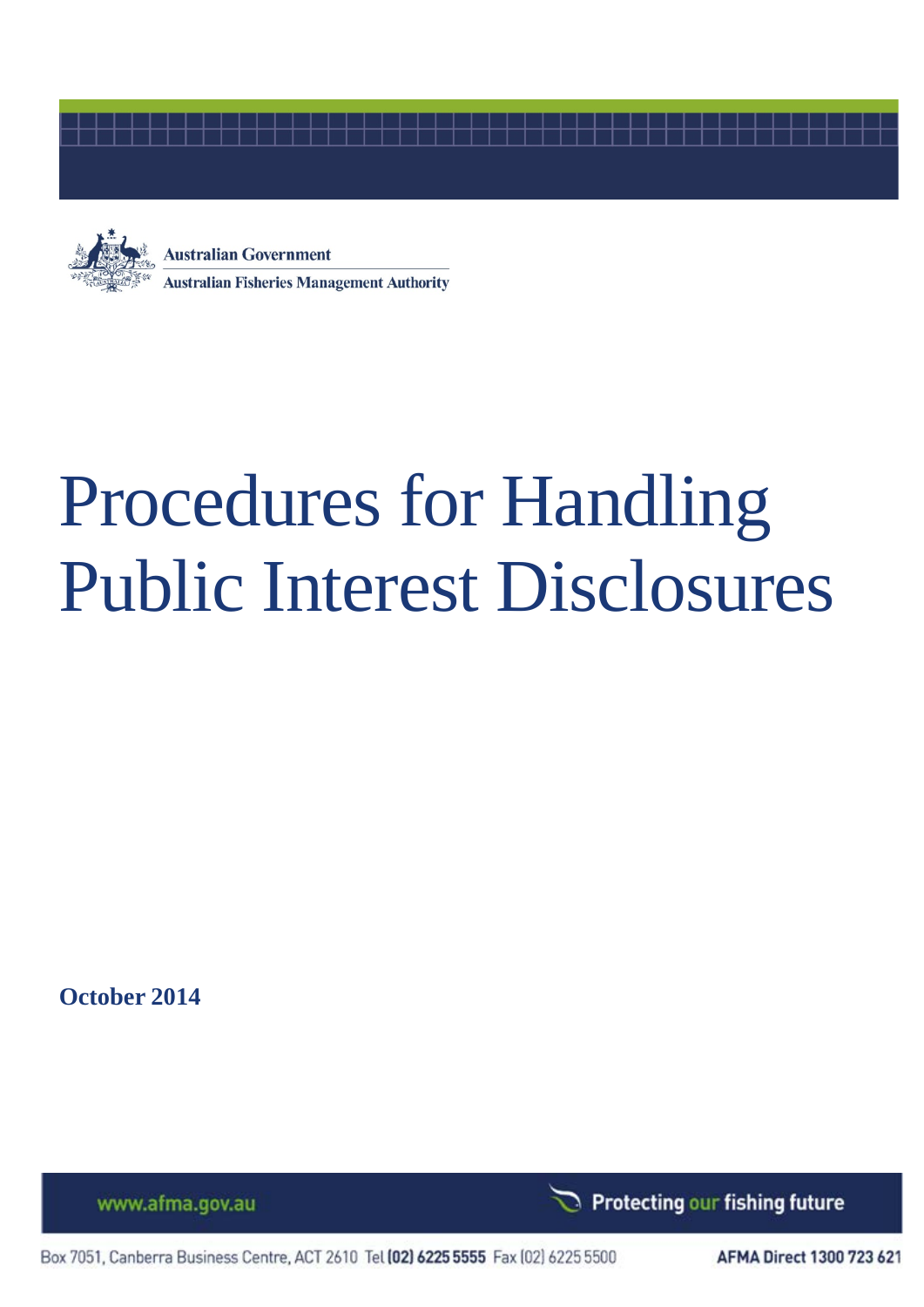Australian Government

Australian Fisheries Management Authority

# Procedures for Handling Public Interest Disclosures

**October 2014**

www.afma.gov.au

Protecting our fishing future

Box 7051, Canberra Business Centre, ACT 2610 Tel **(02) 6225 5555** Fax (02) 6225 5500

**AFMA Direct 1300 723 621**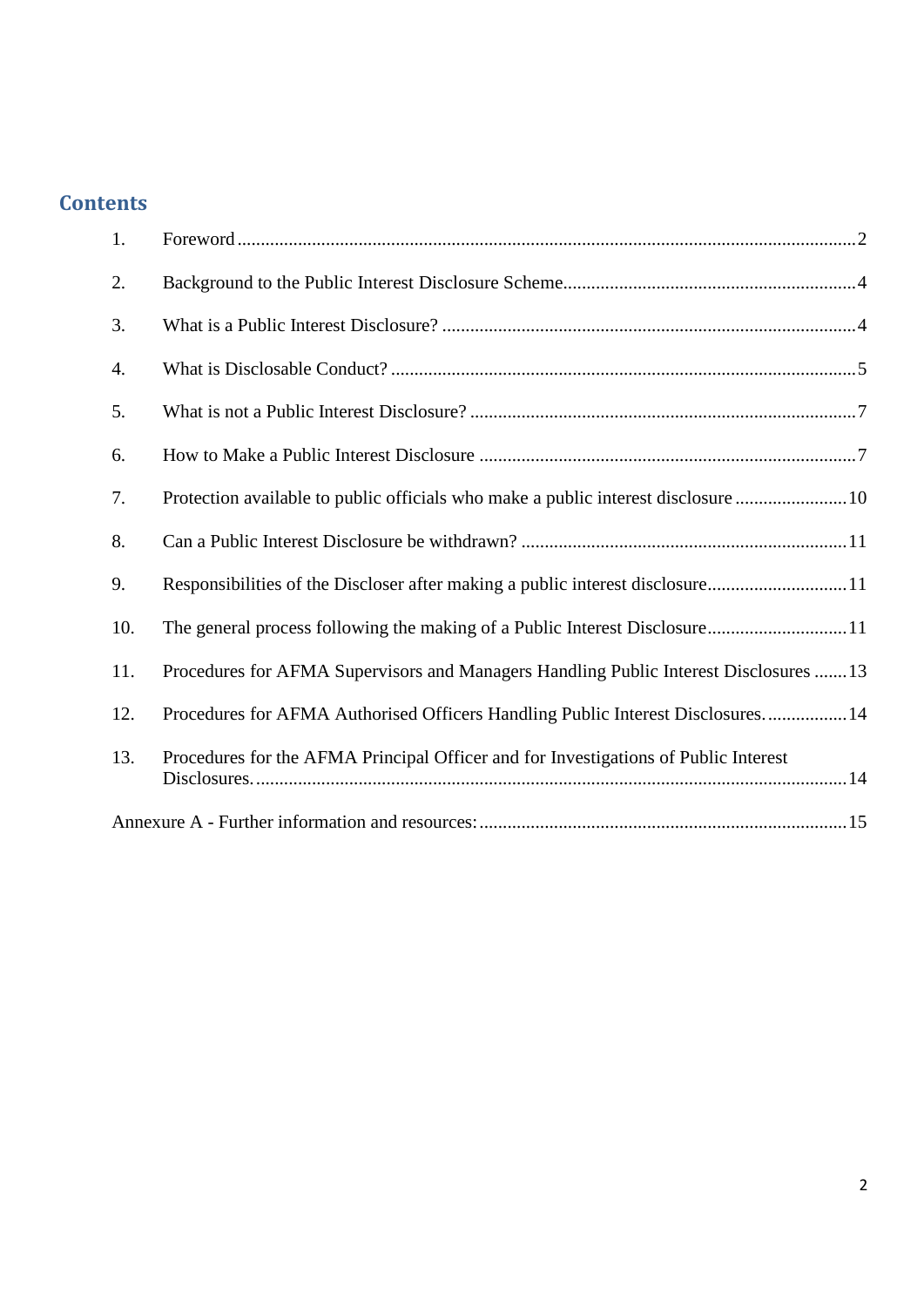## Contents

1. Foreword .......... 2
2. Background to the Public Interest Disclosure Scheme .......... 4
3. What is a Public Interest Disclosure? .......... 4
4. What is Disclosable Conduct? .......... 5
5. What is not a Public Interest Disclosure? .......... 7
6. How to Make a Public Interest Disclosure .......... 7
7. Protection available to public officials who make a public interest disclosure .......... 10
8. Can a Public Interest Disclosure be withdrawn? .......... 11
9. Responsibilities of the Discloser after making a public interest disclosure .......... 11
10. The general process following the making of a Public Interest Disclosure .......... 11
11. Procedures for AFMA Supervisors and Managers Handling Public Interest Disclosures .......... 13
12. Procedures for AFMA Authorised Officers Handling Public Interest Disclosures. .......... 14
13. Procedures for the AFMA Principal Officer and for Investigations of Public Interest Disclosures. .......... 14

Annexure A - Further information and resources: .......... 15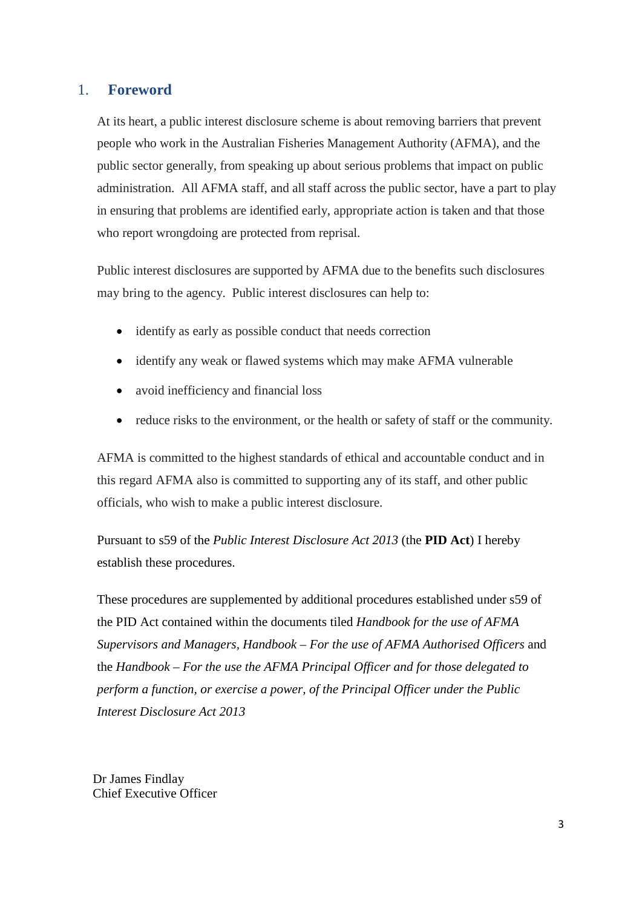## 1. Foreword

At its heart, a public interest disclosure scheme is about removing barriers that prevent people who work in the Australian Fisheries Management Authority (AFMA), and the public sector generally, from speaking up about serious problems that impact on public administration. All AFMA staff, and all staff across the public sector, have a part to play in ensuring that problems are identified early, appropriate action is taken and that those who report wrongdoing are protected from reprisal.

Public interest disclosures are supported by AFMA due to the benefits such disclosures may bring to the agency. Public interest disclosures can help to:

- identify as early as possible conduct that needs correction
- identify any weak or flawed systems which may make AFMA vulnerable
- avoid inefficiency and financial loss
- reduce risks to the environment, or the health or safety of staff or the community.

AFMA is committed to the highest standards of ethical and accountable conduct and in this regard AFMA also is committed to supporting any of its staff, and other public officials, who wish to make a public interest disclosure.

Pursuant to s59 of the *Public Interest Disclosure Act 2013* (the **PID Act**) I hereby establish these procedures.

These procedures are supplemented by additional procedures established under s59 of the PID Act contained within the documents tiled *Handbook for the use of AFMA Supervisors and Managers*, *Handbook – For the use of AFMA Authorised Officers* and the *Handbook – For the use the AFMA Principal Officer and for those delegated to perform a function, or exercise a power, of the Principal Officer under the Public Interest Disclosure Act 2013*

Dr James Findlay
Chief Executive Officer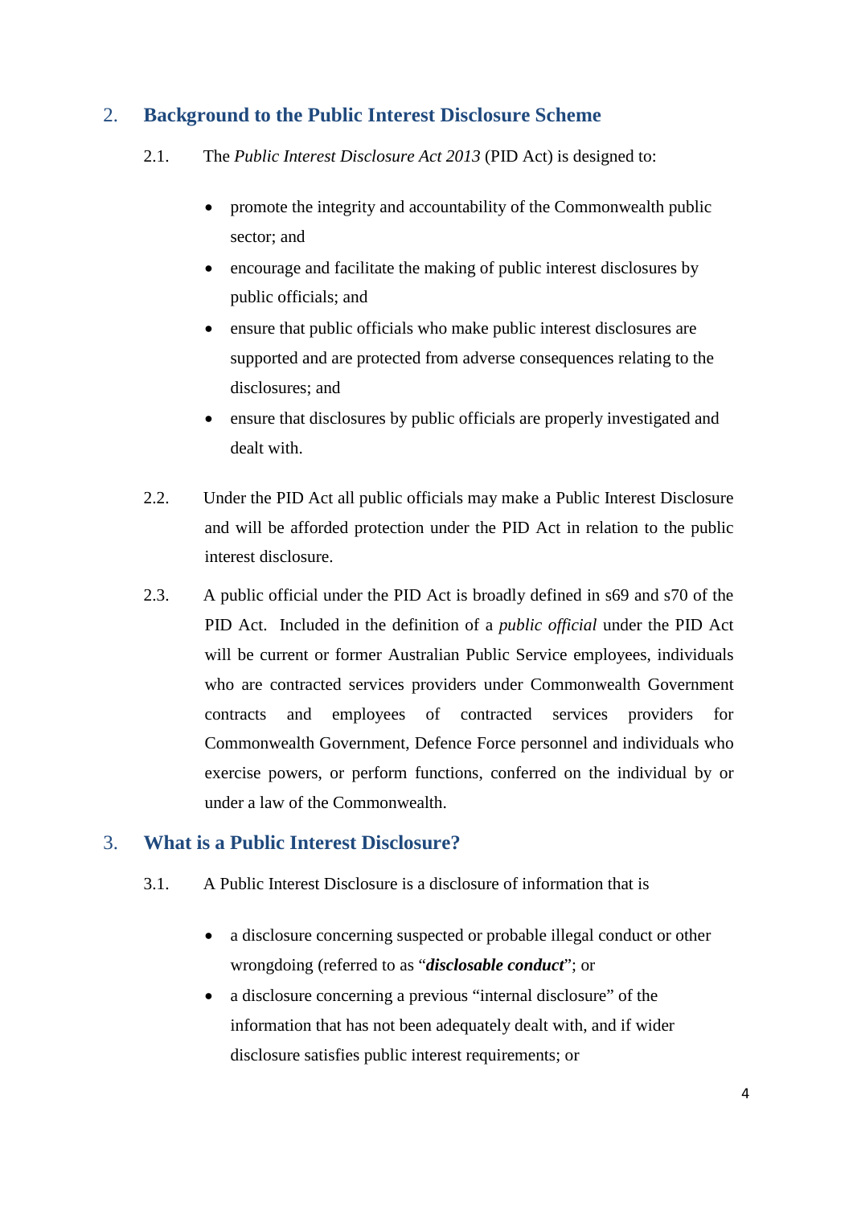## 2. Background to the Public Interest Disclosure Scheme

2.1. The *Public Interest Disclosure Act 2013* (PID Act) is designed to:

- promote the integrity and accountability of the Commonwealth public sector; and
- encourage and facilitate the making of public interest disclosures by public officials; and
- ensure that public officials who make public interest disclosures are supported and are protected from adverse consequences relating to the disclosures; and
- ensure that disclosures by public officials are properly investigated and dealt with.

2.2. Under the PID Act all public officials may make a Public Interest Disclosure and will be afforded protection under the PID Act in relation to the public interest disclosure.

2.3. A public official under the PID Act is broadly defined in s69 and s70 of the PID Act. Included in the definition of a *public official* under the PID Act will be current or former Australian Public Service employees, individuals who are contracted services providers under Commonwealth Government contracts and employees of contracted services providers for Commonwealth Government, Defence Force personnel and individuals who exercise powers, or perform functions, conferred on the individual by or under a law of the Commonwealth.

## 3. What is a Public Interest Disclosure?

3.1. A Public Interest Disclosure is a disclosure of information that is

- a disclosure concerning suspected or probable illegal conduct or other wrongdoing (referred to as "***disclosable conduct***"; or
- a disclosure concerning a previous "internal disclosure" of the information that has not been adequately dealt with, and if wider disclosure satisfies public interest requirements; or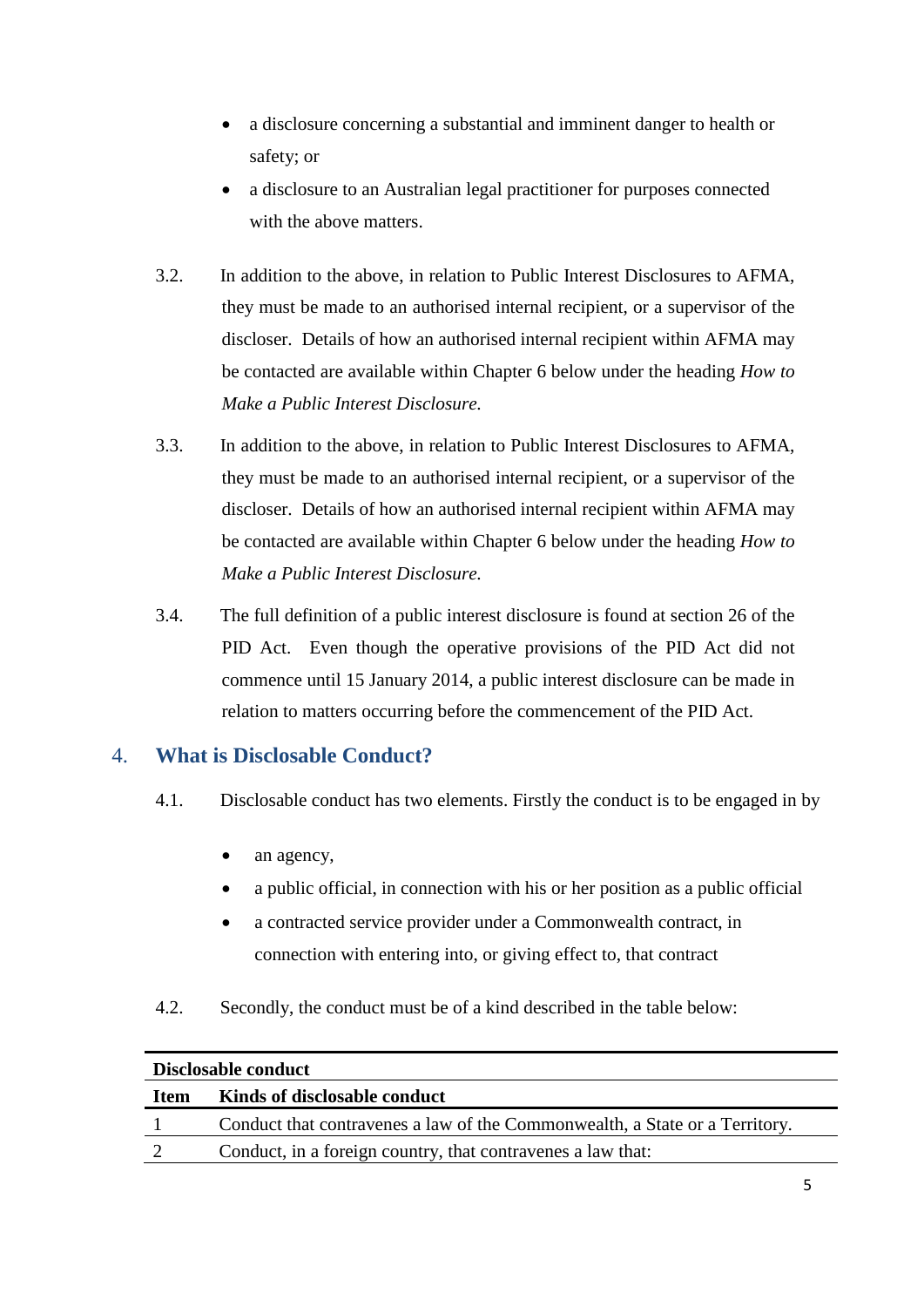- a disclosure concerning a substantial and imminent danger to health or safety; or
- a disclosure to an Australian legal practitioner for purposes connected with the above matters.

3.2. In addition to the above, in relation to Public Interest Disclosures to AFMA, they must be made to an authorised internal recipient, or a supervisor of the discloser. Details of how an authorised internal recipient within AFMA may be contacted are available within Chapter 6 below under the heading *How to Make a Public Interest Disclosure.*

3.3. In addition to the above, in relation to Public Interest Disclosures to AFMA, they must be made to an authorised internal recipient, or a supervisor of the discloser. Details of how an authorised internal recipient within AFMA may be contacted are available within Chapter 6 below under the heading *How to Make a Public Interest Disclosure.*

3.4. The full definition of a public interest disclosure is found at section 26 of the PID Act. Even though the operative provisions of the PID Act did not commence until 15 January 2014, a public interest disclosure can be made in relation to matters occurring before the commencement of the PID Act.

## 4. What is Disclosable Conduct?

4.1. Disclosable conduct has two elements. Firstly the conduct is to be engaged in by

- an agency,
- a public official, in connection with his or her position as a public official
- a contracted service provider under a Commonwealth contract, in connection with entering into, or giving effect to, that contract

4.2. Secondly, the conduct must be of a kind described in the table below:

| **Disclosable conduct** | |
|---|---|
| **Item** | **Kinds of disclosable conduct** |
| 1 | Conduct that contravenes a law of the Commonwealth, a State or a Territory. |
| 2 | Conduct, in a foreign country, that contravenes a law that: |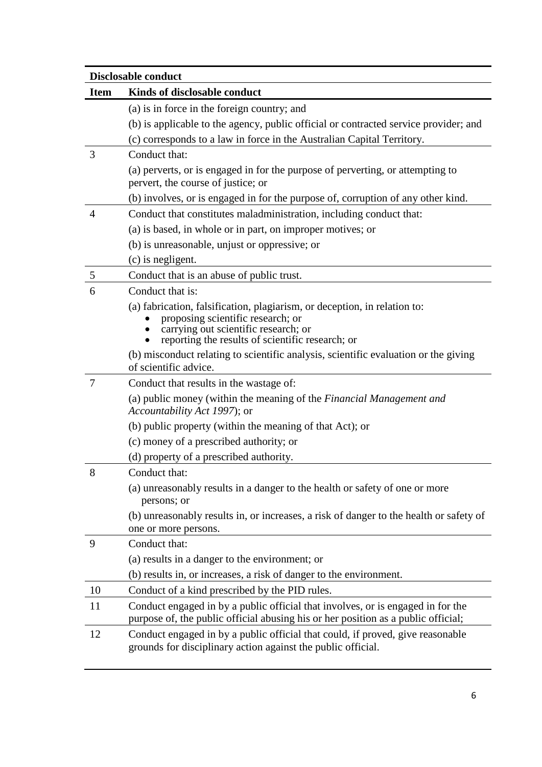| Disclosable conduct | |
|---|---|
| **Item** | **Kinds of disclosable conduct** |
| | (a) is in force in the foreign country; and<br>(b) is applicable to the agency, public official or contracted service provider; and<br>(c) corresponds to a law in force in the Australian Capital Territory. |
| 3 | Conduct that:<br>(a) perverts, or is engaged in for the purpose of perverting, or attempting to pervert, the course of justice; or<br>(b) involves, or is engaged in for the purpose of, corruption of any other kind. |
| 4 | Conduct that constitutes maladministration, including conduct that:<br>(a) is based, in whole or in part, on improper motives; or<br>(b) is unreasonable, unjust or oppressive; or<br>(c) is negligent. |
| 5 | Conduct that is an abuse of public trust. |
| 6 | Conduct that is:<br>(a) fabrication, falsification, plagiarism, or deception, in relation to:<br>• proposing scientific research; or<br>• carrying out scientific research; or<br>• reporting the results of scientific research; or<br>(b) misconduct relating to scientific analysis, scientific evaluation or the giving of scientific advice. |
| 7 | Conduct that results in the wastage of:<br>(a) public money (within the meaning of the *Financial Management and Accountability Act 1997*); or<br>(b) public property (within the meaning of that Act); or<br>(c) money of a prescribed authority; or<br>(d) property of a prescribed authority. |
| 8 | Conduct that:<br>(a) unreasonably results in a danger to the health or safety of one or more persons; or<br>(b) unreasonably results in, or increases, a risk of danger to the health or safety of one or more persons. |
| 9 | Conduct that:<br>(a) results in a danger to the environment; or<br>(b) results in, or increases, a risk of danger to the environment. |
| 10 | Conduct of a kind prescribed by the PID rules. |
| 11 | Conduct engaged in by a public official that involves, or is engaged in for the purpose of, the public official abusing his or her position as a public official; |
| 12 | Conduct engaged in by a public official that could, if proved, give reasonable grounds for disciplinary action against the public official. |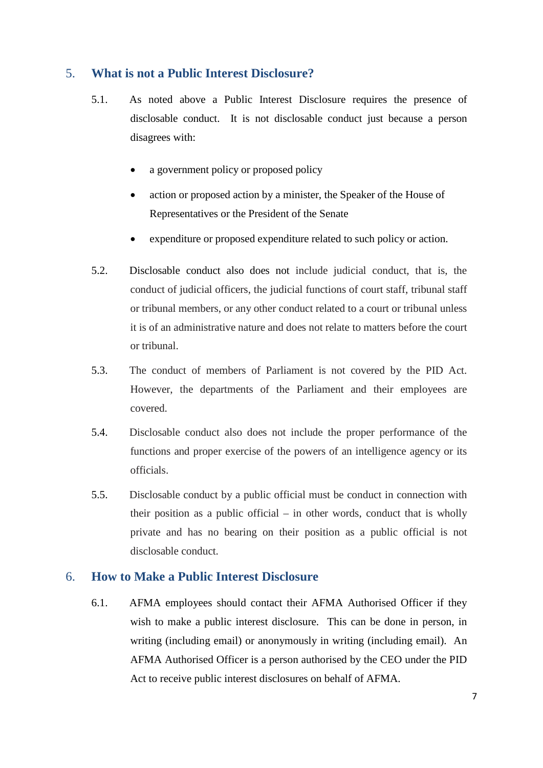## 5. What is not a Public Interest Disclosure?

5.1. As noted above a Public Interest Disclosure requires the presence of disclosable conduct. It is not disclosable conduct just because a person disagrees with:

- a government policy or proposed policy
- action or proposed action by a minister, the Speaker of the House of Representatives or the President of the Senate
- expenditure or proposed expenditure related to such policy or action.

5.2. Disclosable conduct also does not include judicial conduct, that is, the conduct of judicial officers, the judicial functions of court staff, tribunal staff or tribunal members, or any other conduct related to a court or tribunal unless it is of an administrative nature and does not relate to matters before the court or tribunal.

5.3. The conduct of members of Parliament is not covered by the PID Act. However, the departments of the Parliament and their employees are covered.

5.4. Disclosable conduct also does not include the proper performance of the functions and proper exercise of the powers of an intelligence agency or its officials.

5.5. Disclosable conduct by a public official must be conduct in connection with their position as a public official – in other words, conduct that is wholly private and has no bearing on their position as a public official is not disclosable conduct.

## 6. How to Make a Public Interest Disclosure

6.1. AFMA employees should contact their AFMA Authorised Officer if they wish to make a public interest disclosure. This can be done in person, in writing (including email) or anonymously in writing (including email). An AFMA Authorised Officer is a person authorised by the CEO under the PID Act to receive public interest disclosures on behalf of AFMA.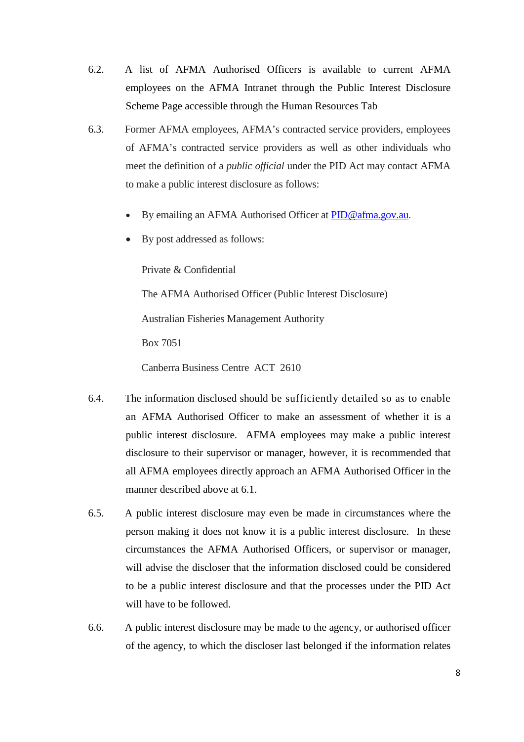6.2. A list of AFMA Authorised Officers is available to current AFMA employees on the AFMA Intranet through the Public Interest Disclosure Scheme Page accessible through the Human Resources Tab

6.3. Former AFMA employees, AFMA's contracted service providers, employees of AFMA's contracted service providers as well as other individuals who meet the definition of a *public official* under the PID Act may contact AFMA to make a public interest disclosure as follows:

- By emailing an AFMA Authorised Officer at PID@afma.gov.au.
- By post addressed as follows:

  Private & Confidential

  The AFMA Authorised Officer (Public Interest Disclosure)

  Australian Fisheries Management Authority

  Box 7051

  Canberra Business Centre ACT 2610

6.4. The information disclosed should be sufficiently detailed so as to enable an AFMA Authorised Officer to make an assessment of whether it is a public interest disclosure. AFMA employees may make a public interest disclosure to their supervisor or manager, however, it is recommended that all AFMA employees directly approach an AFMA Authorised Officer in the manner described above at 6.1.

6.5. A public interest disclosure may even be made in circumstances where the person making it does not know it is a public interest disclosure. In these circumstances the AFMA Authorised Officers, or supervisor or manager, will advise the discloser that the information disclosed could be considered to be a public interest disclosure and that the processes under the PID Act will have to be followed.

6.6. A public interest disclosure may be made to the agency, or authorised officer of the agency, to which the discloser last belonged if the information relates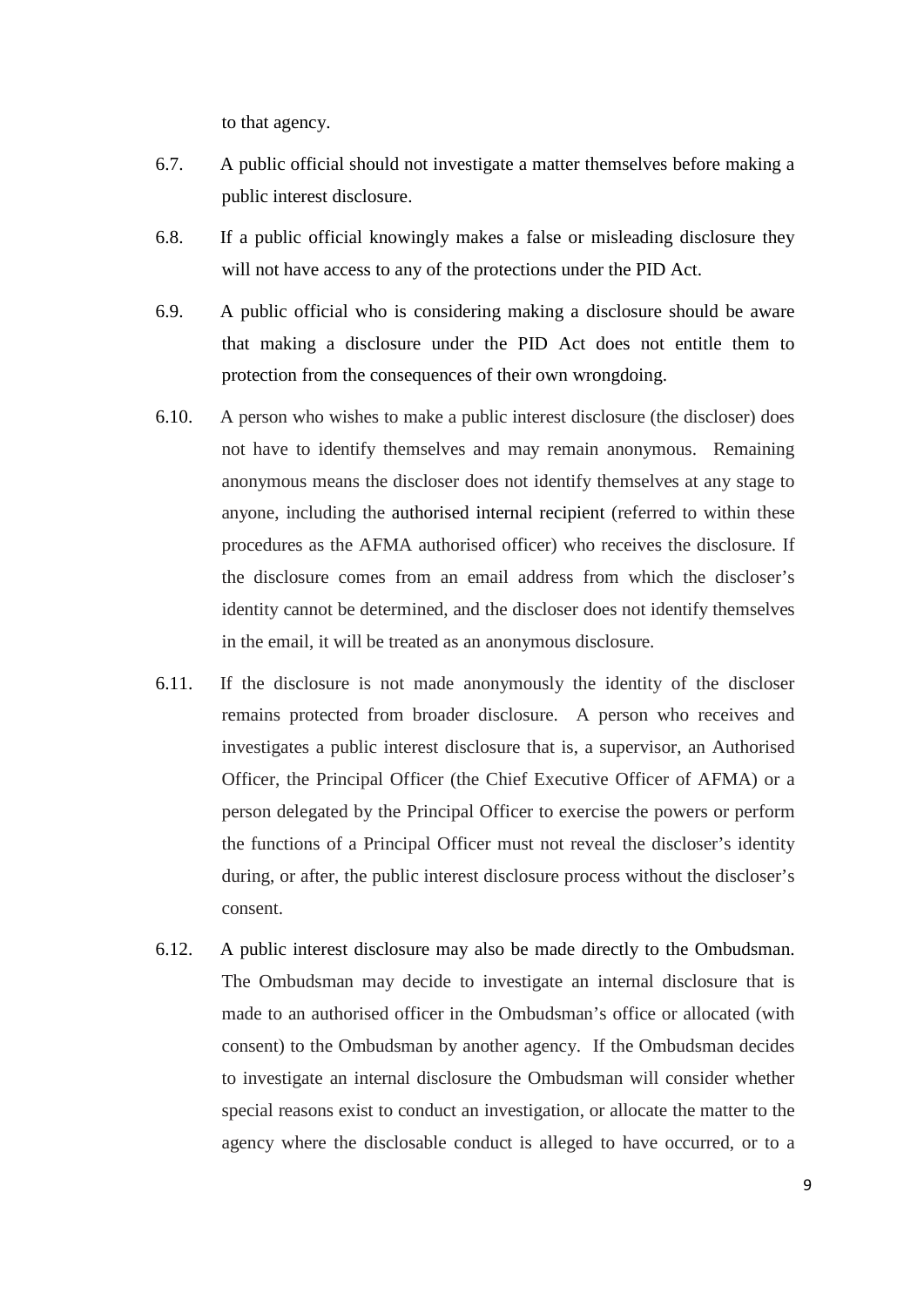to that agency.

6.7. A public official should not investigate a matter themselves before making a public interest disclosure.

6.8. If a public official knowingly makes a false or misleading disclosure they will not have access to any of the protections under the PID Act.

6.9. A public official who is considering making a disclosure should be aware that making a disclosure under the PID Act does not entitle them to protection from the consequences of their own wrongdoing.

6.10. A person who wishes to make a public interest disclosure (the discloser) does not have to identify themselves and may remain anonymous. Remaining anonymous means the discloser does not identify themselves at any stage to anyone, including the authorised internal recipient (referred to within these procedures as the AFMA authorised officer) who receives the disclosure. If the disclosure comes from an email address from which the discloser's identity cannot be determined, and the discloser does not identify themselves in the email, it will be treated as an anonymous disclosure.

6.11. If the disclosure is not made anonymously the identity of the discloser remains protected from broader disclosure. A person who receives and investigates a public interest disclosure that is, a supervisor, an Authorised Officer, the Principal Officer (the Chief Executive Officer of AFMA) or a person delegated by the Principal Officer to exercise the powers or perform the functions of a Principal Officer must not reveal the discloser's identity during, or after, the public interest disclosure process without the discloser's consent.

6.12. A public interest disclosure may also be made directly to the Ombudsman. The Ombudsman may decide to investigate an internal disclosure that is made to an authorised officer in the Ombudsman's office or allocated (with consent) to the Ombudsman by another agency. If the Ombudsman decides to investigate an internal disclosure the Ombudsman will consider whether special reasons exist to conduct an investigation, or allocate the matter to the agency where the disclosable conduct is alleged to have occurred, or to a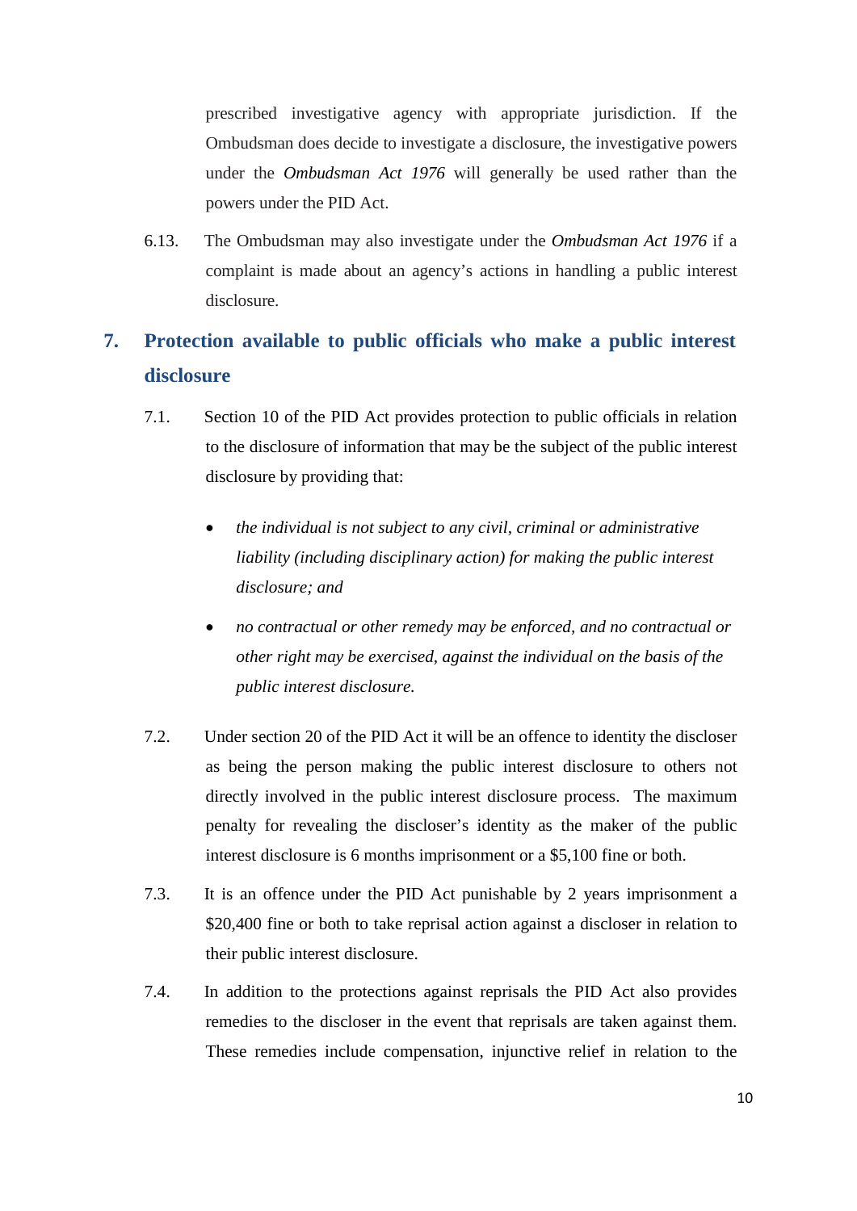prescribed investigative agency with appropriate jurisdiction. If the Ombudsman does decide to investigate a disclosure, the investigative powers under the *Ombudsman Act 1976* will generally be used rather than the powers under the PID Act.

6.13. The Ombudsman may also investigate under the *Ombudsman Act 1976* if a complaint is made about an agency's actions in handling a public interest disclosure.

## 7. Protection available to public officials who make a public interest disclosure

7.1. Section 10 of the PID Act provides protection to public officials in relation to the disclosure of information that may be the subject of the public interest disclosure by providing that:

- *the individual is not subject to any civil, criminal or administrative liability (including disciplinary action) for making the public interest disclosure; and*
- *no contractual or other remedy may be enforced, and no contractual or other right may be exercised, against the individual on the basis of the public interest disclosure.*

7.2. Under section 20 of the PID Act it will be an offence to identity the discloser as being the person making the public interest disclosure to others not directly involved in the public interest disclosure process. The maximum penalty for revealing the discloser's identity as the maker of the public interest disclosure is 6 months imprisonment or a $5,100 fine or both.

7.3. It is an offence under the PID Act punishable by 2 years imprisonment a $20,400 fine or both to take reprisal action against a discloser in relation to their public interest disclosure.

7.4. In addition to the protections against reprisals the PID Act also provides remedies to the discloser in the event that reprisals are taken against them. These remedies include compensation, injunctive relief in relation to the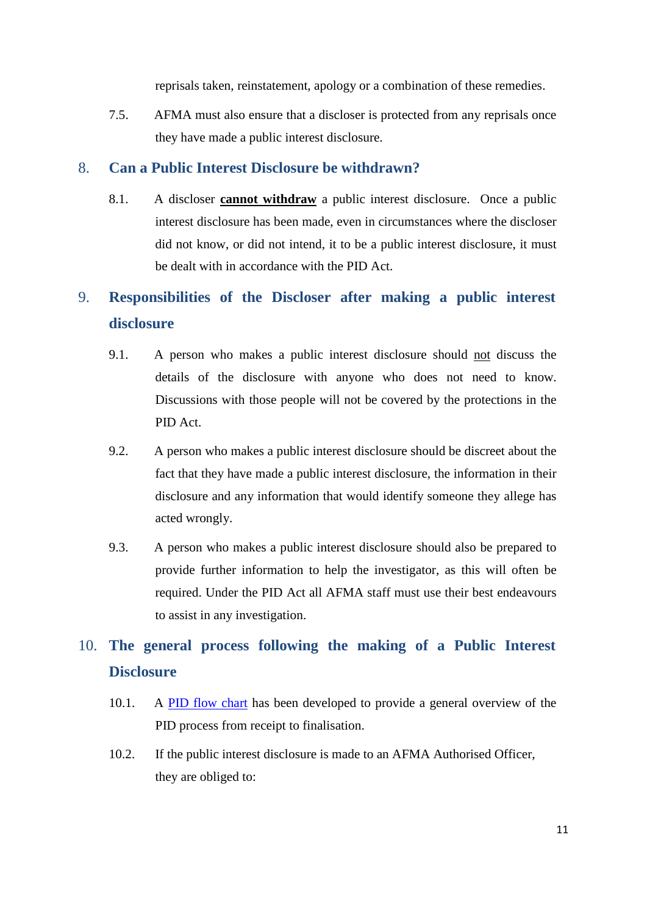reprisals taken, reinstatement, apology or a combination of these remedies.

7.5. AFMA must also ensure that a discloser is protected from any reprisals once they have made a public interest disclosure.

## 8. Can a Public Interest Disclosure be withdrawn?

8.1. A discloser **cannot withdraw** a public interest disclosure. Once a public interest disclosure has been made, even in circumstances where the discloser did not know, or did not intend, it to be a public interest disclosure, it must be dealt with in accordance with the PID Act.

## 9. Responsibilities of the Discloser after making a public interest disclosure

9.1. A person who makes a public interest disclosure should not discuss the details of the disclosure with anyone who does not need to know. Discussions with those people will not be covered by the protections in the PID Act.

9.2. A person who makes a public interest disclosure should be discreet about the fact that they have made a public interest disclosure, the information in their disclosure and any information that would identify someone they allege has acted wrongly.

9.3. A person who makes a public interest disclosure should also be prepared to provide further information to help the investigator, as this will often be required. Under the PID Act all AFMA staff must use their best endeavours to assist in any investigation.

## 10. The general process following the making of a Public Interest Disclosure

10.1. A PID flow chart has been developed to provide a general overview of the PID process from receipt to finalisation.

10.2. If the public interest disclosure is made to an AFMA Authorised Officer, they are obliged to: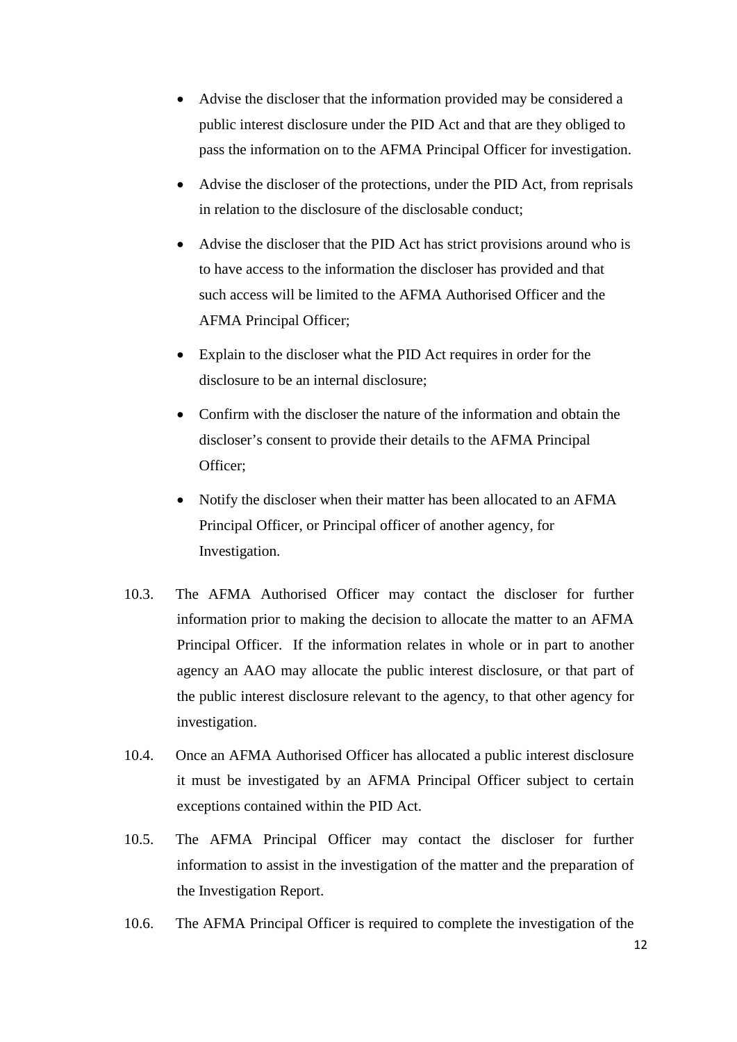- Advise the discloser that the information provided may be considered a public interest disclosure under the PID Act and that are they obliged to pass the information on to the AFMA Principal Officer for investigation.
- Advise the discloser of the protections, under the PID Act, from reprisals in relation to the disclosure of the disclosable conduct;
- Advise the discloser that the PID Act has strict provisions around who is to have access to the information the discloser has provided and that such access will be limited to the AFMA Authorised Officer and the AFMA Principal Officer;
- Explain to the discloser what the PID Act requires in order for the disclosure to be an internal disclosure;
- Confirm with the discloser the nature of the information and obtain the discloser's consent to provide their details to the AFMA Principal Officer;
- Notify the discloser when their matter has been allocated to an AFMA Principal Officer, or Principal officer of another agency, for Investigation.

10.3. The AFMA Authorised Officer may contact the discloser for further information prior to making the decision to allocate the matter to an AFMA Principal Officer. If the information relates in whole or in part to another agency an AAO may allocate the public interest disclosure, or that part of the public interest disclosure relevant to the agency, to that other agency for investigation.

10.4. Once an AFMA Authorised Officer has allocated a public interest disclosure it must be investigated by an AFMA Principal Officer subject to certain exceptions contained within the PID Act.

10.5. The AFMA Principal Officer may contact the discloser for further information to assist in the investigation of the matter and the preparation of the Investigation Report.

10.6. The AFMA Principal Officer is required to complete the investigation of the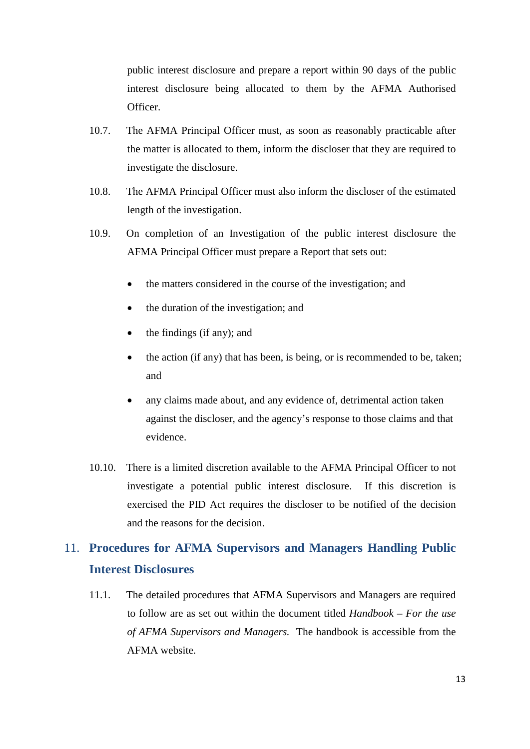public interest disclosure and prepare a report within 90 days of the public interest disclosure being allocated to them by the AFMA Authorised Officer.

10.7. The AFMA Principal Officer must, as soon as reasonably practicable after the matter is allocated to them, inform the discloser that they are required to investigate the disclosure.

10.8. The AFMA Principal Officer must also inform the discloser of the estimated length of the investigation.

10.9. On completion of an Investigation of the public interest disclosure the AFMA Principal Officer must prepare a Report that sets out:

- the matters considered in the course of the investigation; and
- the duration of the investigation; and
- the findings (if any); and
- the action (if any) that has been, is being, or is recommended to be, taken; and
- any claims made about, and any evidence of, detrimental action taken against the discloser, and the agency's response to those claims and that evidence.

10.10. There is a limited discretion available to the AFMA Principal Officer to not investigate a potential public interest disclosure. If this discretion is exercised the PID Act requires the discloser to be notified of the decision and the reasons for the decision.

## 11. Procedures for AFMA Supervisors and Managers Handling Public Interest Disclosures

11.1. The detailed procedures that AFMA Supervisors and Managers are required to follow are as set out within the document titled *Handbook – For the use of AFMA Supervisors and Managers.* The handbook is accessible from the AFMA website.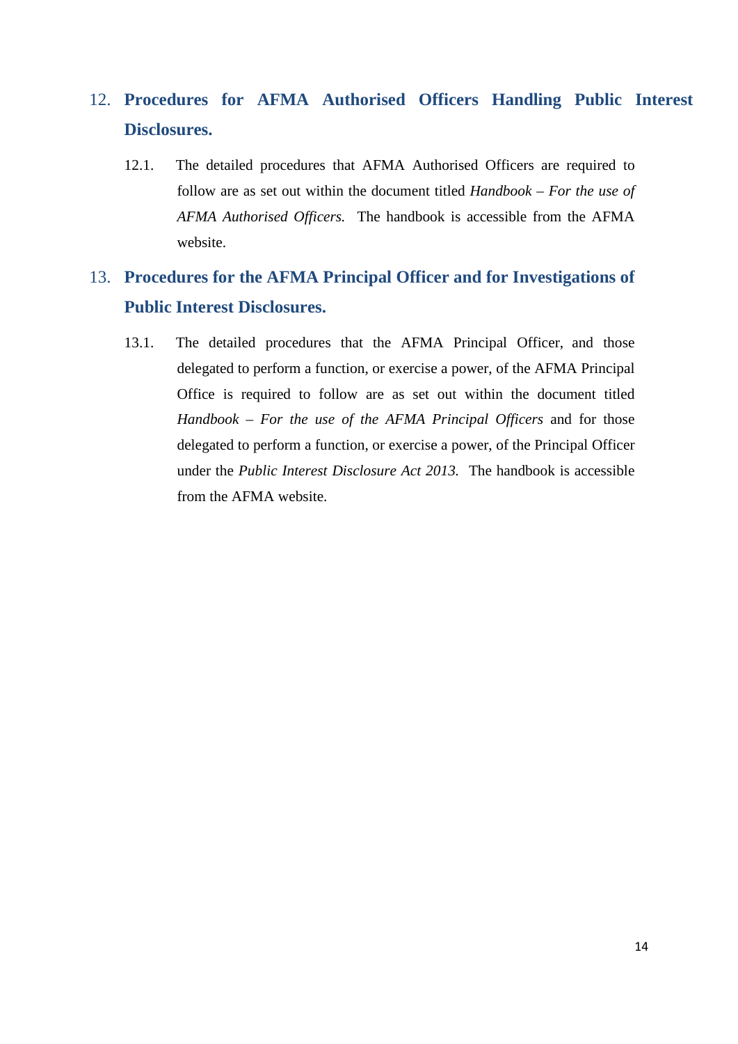## 12. Procedures for AFMA Authorised Officers Handling Public Interest Disclosures.

12.1. The detailed procedures that AFMA Authorised Officers are required to follow are as set out within the document titled *Handbook – For the use of AFMA Authorised Officers.* The handbook is accessible from the AFMA website.

## 13. Procedures for the AFMA Principal Officer and for Investigations of Public Interest Disclosures.

13.1. The detailed procedures that the AFMA Principal Officer, and those delegated to perform a function, or exercise a power, of the AFMA Principal Office is required to follow are as set out within the document titled *Handbook – For the use of the AFMA Principal Officers* and for those delegated to perform a function, or exercise a power, of the Principal Officer under the *Public Interest Disclosure Act 2013.* The handbook is accessible from the AFMA website.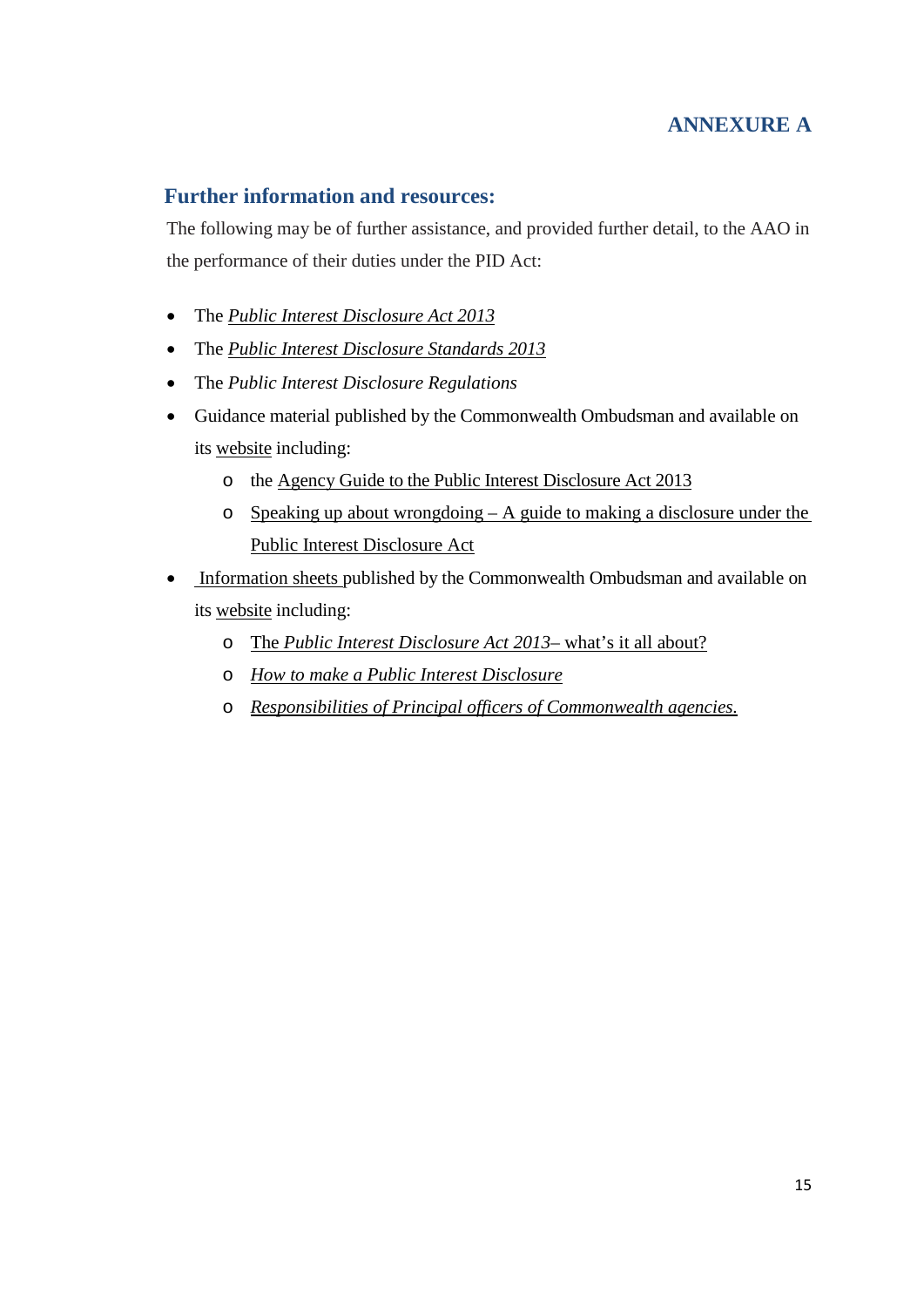# ANNEXURE A

## Further information and resources:

The following may be of further assistance, and provided further detail, to the AAO in the performance of their duties under the PID Act:

- The *Public Interest Disclosure Act 2013*
- The *Public Interest Disclosure Standards 2013*
- The *Public Interest Disclosure Regulations*
- Guidance material published by the Commonwealth Ombudsman and available on its website including:
  - the Agency Guide to the Public Interest Disclosure Act 2013
  - Speaking up about wrongdoing – A guide to making a disclosure under the Public Interest Disclosure Act
- Information sheets published by the Commonwealth Ombudsman and available on its website including:
  - The *Public Interest Disclosure Act 2013*– what's it all about?
  - *How to make a Public Interest Disclosure*
  - *Responsibilities of Principal officers of Commonwealth agencies.*